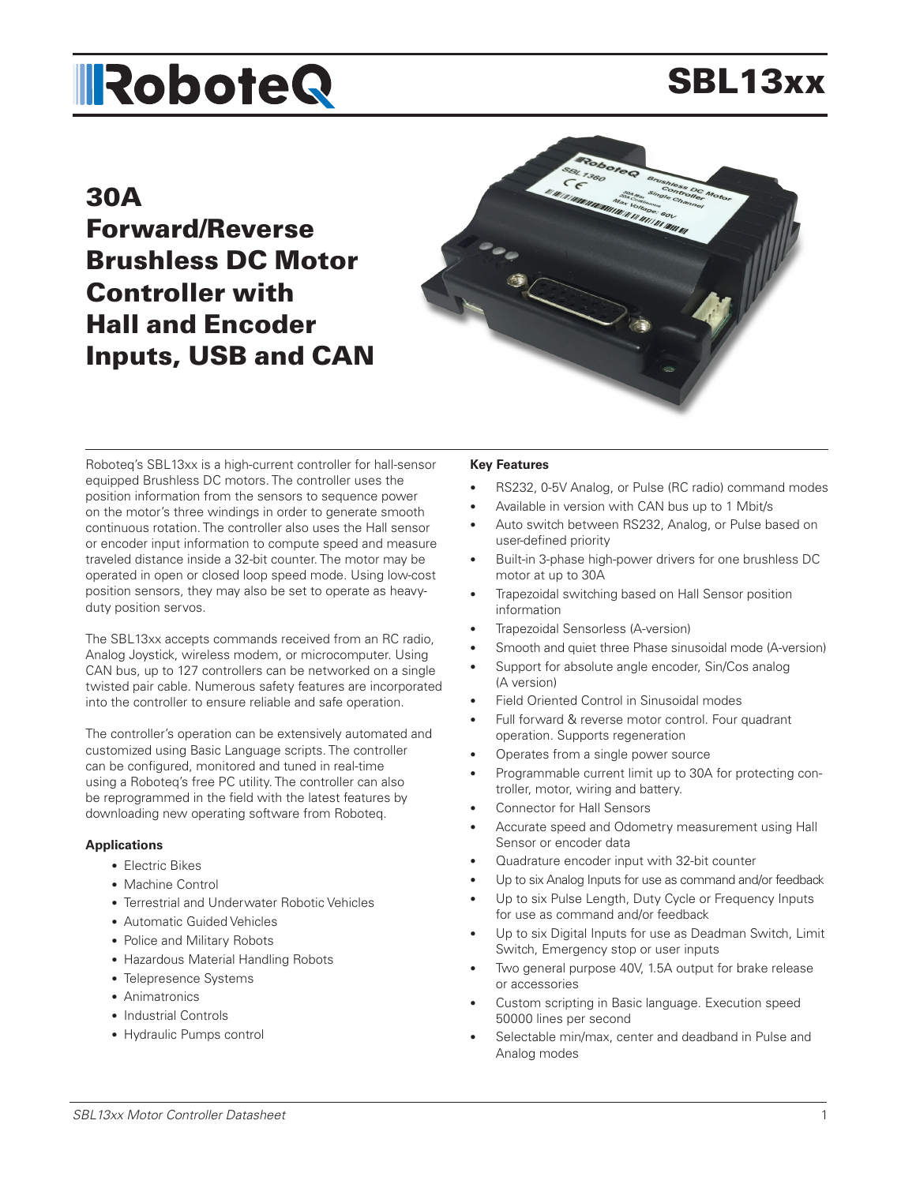# RoboteQ

# SBL13xx

## 30A Forward/Reverse Brushless DC Motor Controller with Hall and Encoder Inputs, USB and CAN

Roboteq's SBL13xx is a high-current controller for hall-sensor equipped Brushless DC motors. The controller uses the position information from the sensors to sequence power on the motor's three windings in order to generate smooth continuous rotation. The controller also uses the Hall sensor or encoder input information to compute speed and measure traveled distance inside a 32-bit counter. The motor may be operated in open or closed loop speed mode. Using low-cost position sensors, they may also be set to operate as heavy-duty position servos.

The SBL13xx accepts commands received from an RC radio, Analog Joystick, wireless modem, or microcomputer. Using CAN bus, up to 127 controllers can be networked on a single twisted pair cable. Numerous safety features are incorporated into the controller to ensure reliable and safe operation.

The controller's operation can be extensively automated and customized using Basic Language scripts. The controller can be configured, monitored and tuned in real-time using a Roboteq's free PC utility. The controller can also be reprogrammed in the field with the latest features by downloading new operating software from Roboteq.

### Applications

- Electric Bikes
- Machine Control
- Terrestrial and Underwater Robotic Vehicles
- Automatic Guided Vehicles
- Police and Military Robots
- Hazardous Material Handling Robots
- Telepresence Systems
- Animatronics
- Industrial Controls
- Hydraulic Pumps control

### Key Features

- RS232, 0-5V Analog, or Pulse (RC radio) command modes
- Available in version with CAN bus up to 1 Mbit/s
- Auto switch between RS232, Analog, or Pulse based on user-defined priority
- Built-in 3-phase high-power drivers for one brushless DC motor at up to 30A
- Trapezoidal switching based on Hall Sensor position information
- Trapezoidal Sensorless (A-version)
- Smooth and quiet three Phase sinusoidal mode (A-version)
- Support for absolute angle encoder, Sin/Cos analog (A version)
- Field Oriented Control in Sinusoidal modes
- Full forward & reverse motor control. Four quadrant operation. Supports regeneration
- Operates from a single power source
- Programmable current limit up to 30A for protecting controller, motor, wiring and battery.
- Connector for Hall Sensors
- Accurate speed and Odometry measurement using Hall Sensor or encoder data
- Quadrature encoder input with 32-bit counter
- Up to six Analog Inputs for use as command and/or feedback
- Up to six Pulse Length, Duty Cycle or Frequency Inputs for use as command and/or feedback
- Up to six Digital Inputs for use as Deadman Switch, Limit Switch, Emergency stop or user inputs
- Two general purpose 40V, 1.5A output for brake release or accessories
- Custom scripting in Basic language. Execution speed 50000 lines per second
- Selectable min/max, center and deadband in Pulse and Analog modes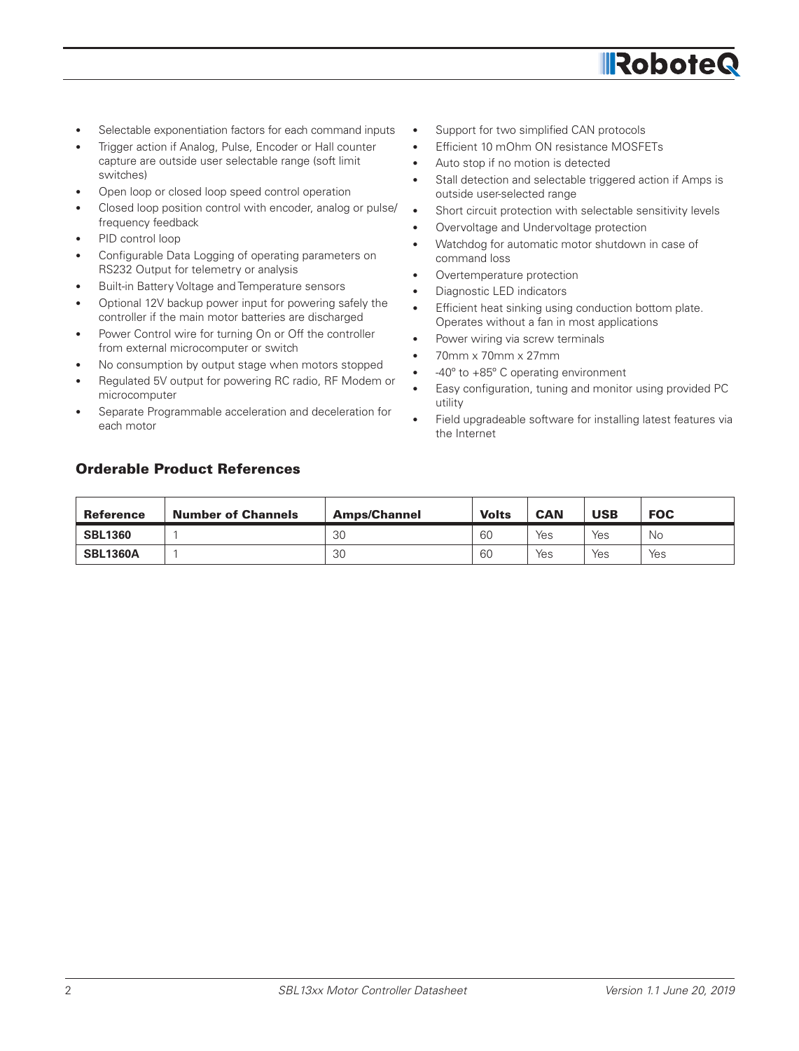- Selectable exponentiation factors for each command inputs
- Trigger action if Analog, Pulse, Encoder or Hall counter capture are outside user selectable range (soft limit switches)
- Open loop or closed loop speed control operation
- Closed loop position control with encoder, analog or pulse/frequency feedback
- PID control loop
- Configurable Data Logging of operating parameters on RS232 Output for telemetry or analysis
- Built-in Battery Voltage and Temperature sensors
- Optional 12V backup power input for powering safely the controller if the main motor batteries are discharged
- Power Control wire for turning On or Off the controller from external microcomputer or switch
- No consumption by output stage when motors stopped
- Regulated 5V output for powering RC radio, RF Modem or microcomputer
- Separate Programmable acceleration and deceleration for each motor
- Support for two simplified CAN protocols
- Efficient 10 mOhm ON resistance MOSFETs
- Auto stop if no motion is detected
- Stall detection and selectable triggered action if Amps is outside user-selected range
- Short circuit protection with selectable sensitivity levels
- Overvoltage and Undervoltage protection
- Watchdog for automatic motor shutdown in case of command loss
- Overtemperature protection
- Diagnostic LED indicators
- Efficient heat sinking using conduction bottom plate. Operates without a fan in most applications
- Power wiring via screw terminals
- 70mm x 70mm x 27mm
- -40º to +85º C operating environment
- Easy configuration, tuning and monitor using provided PC utility
- Field upgradeable software for installing latest features via the Internet

## Orderable Product References

| Reference | Number of Channels | Amps/Channel | Volts | CAN | USB | FOC |
|---|---|---|---|---|---|---|
| **SBL1360** | 1 | 30 | 60 | Yes | Yes | No |
| **SBL1360A** | 1 | 30 | 60 | Yes | Yes | Yes |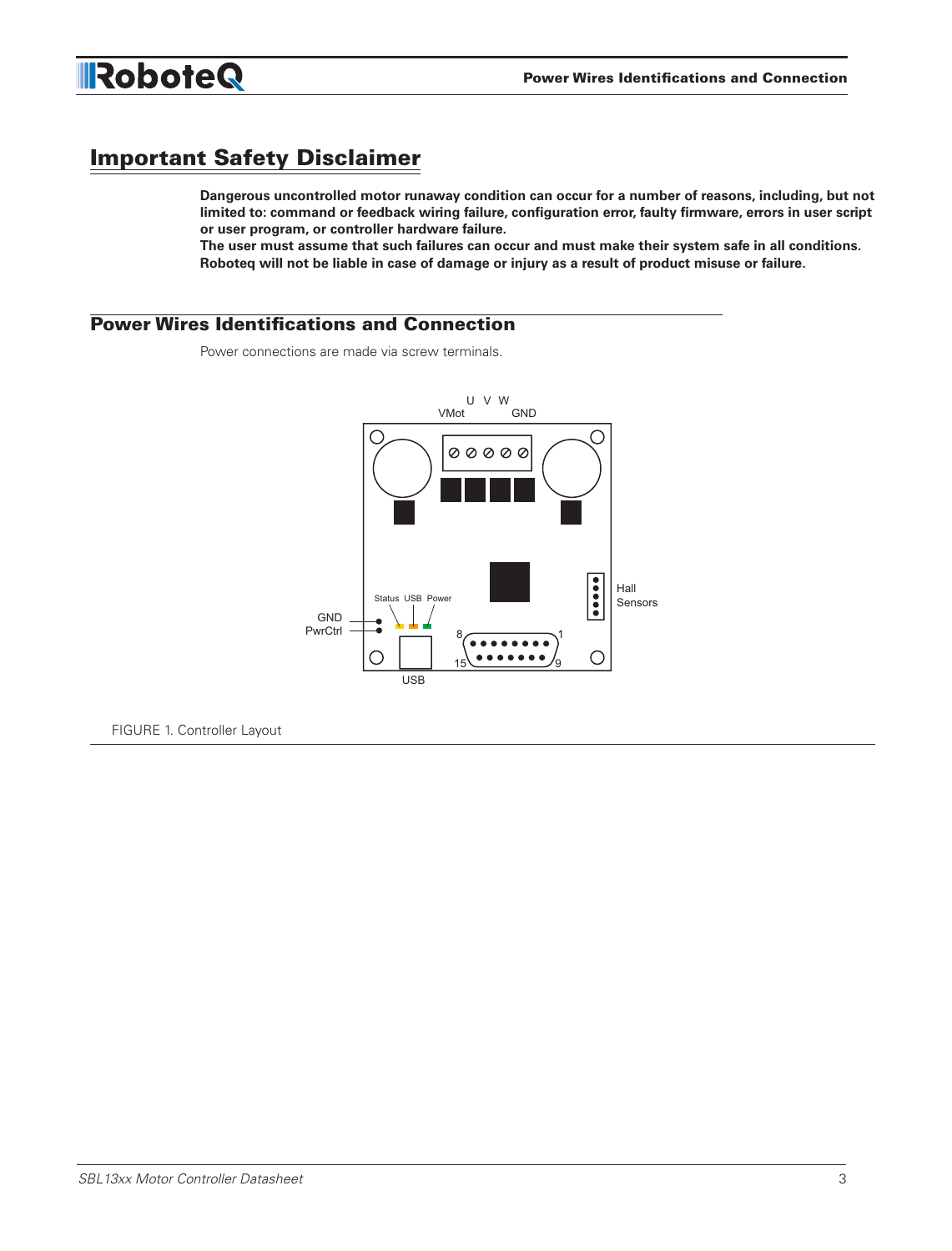## Important Safety Disclaimer

**Dangerous uncontrolled motor runaway condition can occur for a number of reasons, including, but not limited to: command or feedback wiring failure, configuration error, faulty firmware, errors in user script or user program, or controller hardware failure.**
**The user must assume that such failures can occur and must make their system safe in all conditions. Roboteq will not be liable in case of damage or injury as a result of product misuse or failure.**

## Power Wires Identifications and Connection

Power connections are made via screw terminals.

U V W
VMot GND
Hall Sensors
Status USB Power
GND
PwrCtrl
8
1
15
9
USB

FIGURE 1. Controller Layout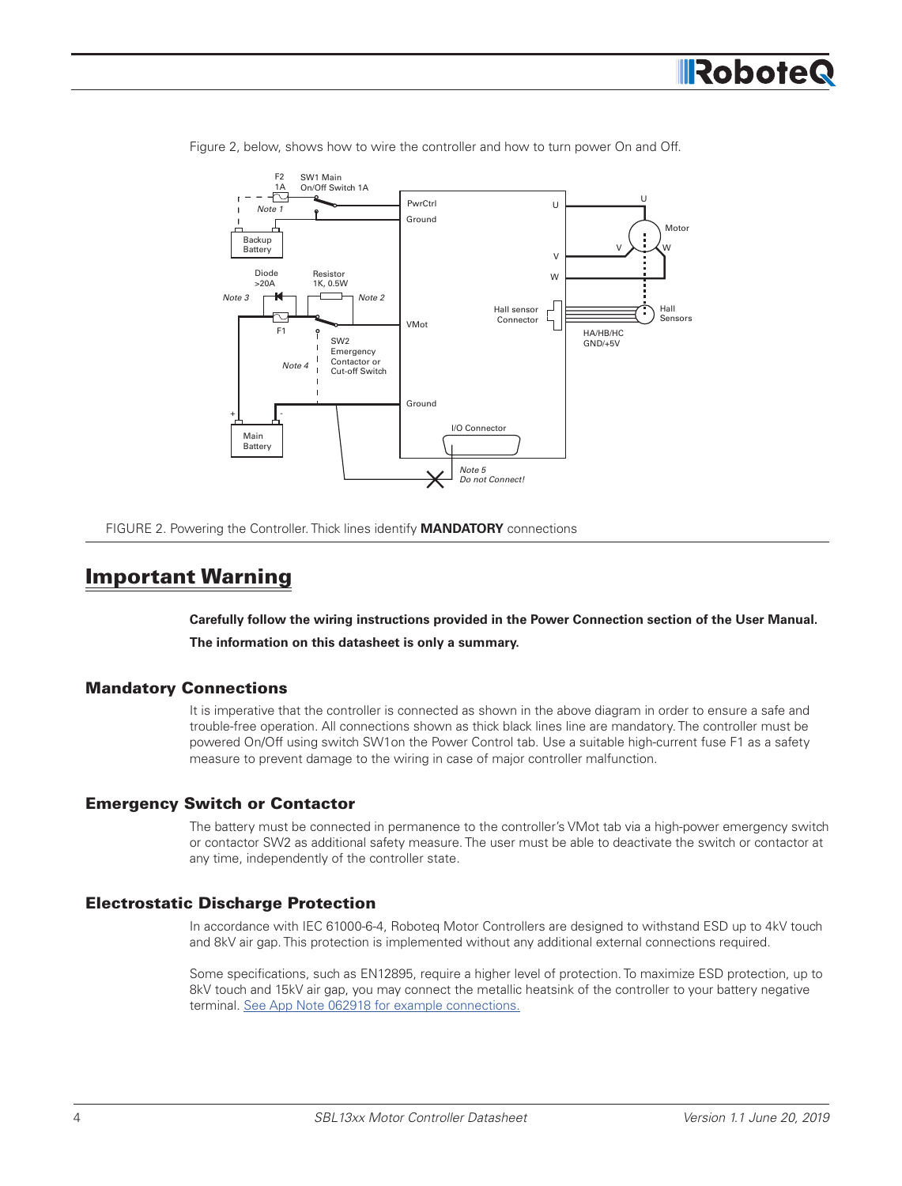Figure 2, below, shows how to wire the controller and how to turn power On and Off.

F2
1A
SW1 Main
On/Off Switch 1A
Note 1
Backup
Battery
PwrCtrl
Ground
U
U
Motor
V
W
V
W
Diode
>20A
Resistor
1K, 0.5W
Note 3
Note 2
F1
SW2
Emergency
Contactor or
Cut-off Switch
Note 4
VMot
Hall sensor
Connector
Hall
Sensors
HA/HB/HC
GND/+5V
+
-
Main
Battery
Ground
I/O Connector
Note 5
Do not Connect!

FIGURE 2. Powering the Controller. Thick lines identify **MANDATORY** connections

# Important Warning

**Carefully follow the wiring instructions provided in the Power Connection section of the User Manual.**

**The information on this datasheet is only a summary.**

## Mandatory Connections

It is imperative that the controller is connected as shown in the above diagram in order to ensure a safe and trouble-free operation. All connections shown as thick black lines line are mandatory. The controller must be powered On/Off using switch SW1on the Power Control tab. Use a suitable high-current fuse F1 as a safety measure to prevent damage to the wiring in case of major controller malfunction.

## Emergency Switch or Contactor

The battery must be connected in permanence to the controller's VMot tab via a high-power emergency switch or contactor SW2 as additional safety measure. The user must be able to deactivate the switch or contactor at any time, independently of the controller state.

## Electrostatic Discharge Protection

In accordance with IEC 61000-6-4, Roboteq Motor Controllers are designed to withstand ESD up to 4kV touch and 8kV air gap. This protection is implemented without any additional external connections required.

Some specifications, such as EN12895, require a higher level of protection. To maximize ESD protection, up to 8kV touch and 15kV air gap, you may connect the metallic heatsink of the controller to your battery negative terminal. See App Note 062918 for example connections.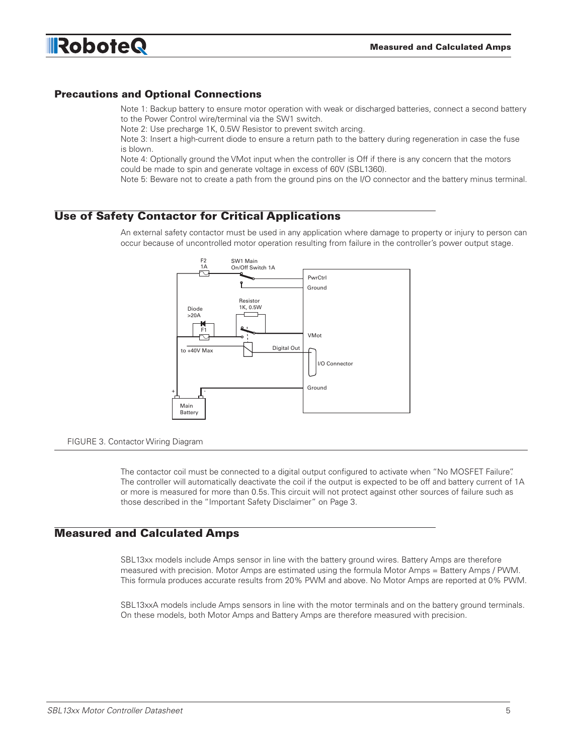## Precautions and Optional Connections

Note 1: Backup battery to ensure motor operation with weak or discharged batteries, connect a second battery to the Power Control wire/terminal via the SW1 switch.

Note 2: Use precharge 1K, 0.5W Resistor to prevent switch arcing.

Note 3: Insert a high-current diode to ensure a return path to the battery during regeneration in case the fuse is blown.

Note 4: Optionally ground the VMot input when the controller is Off if there is any concern that the motors could be made to spin and generate voltage in excess of 60V (SBL1360).

Note 5: Beware not to create a path from the ground pins on the I/O connector and the battery minus terminal.

## Use of Safety Contactor for Critical Applications

An external safety contactor must be used in any application where damage to property or injury to person can occur because of uncontrolled motor operation resulting from failure in the controller's power output stage.

F2
1A
SW1 Main
On/Off Switch 1A
PwrCtrl
Ground
Resistor
1K, 0.5W
Diode
>20A
F1
VMot
to +40V Max
Digital Out
I/O Connector
Ground
+
-
Main
Battery

FIGURE 3. Contactor Wiring Diagram

The contactor coil must be connected to a digital output configured to activate when "No MOSFET Failure". The controller will automatically deactivate the coil if the output is expected to be off and battery current of 1A or more is measured for more than 0.5s. This circuit will not protect against other sources of failure such as those described in the "Important Safety Disclaimer" on Page 3.

## Measured and Calculated Amps

SBL13xx models include Amps sensor in line with the battery ground wires. Battery Amps are therefore measured with precision. Motor Amps are estimated using the formula Motor Amps = Battery Amps / PWM. This formula produces accurate results from 20% PWM and above. No Motor Amps are reported at 0% PWM.

SBL13xxA models include Amps sensors in line with the motor terminals and on the battery ground terminals. On these models, both Motor Amps and Battery Amps are therefore measured with precision.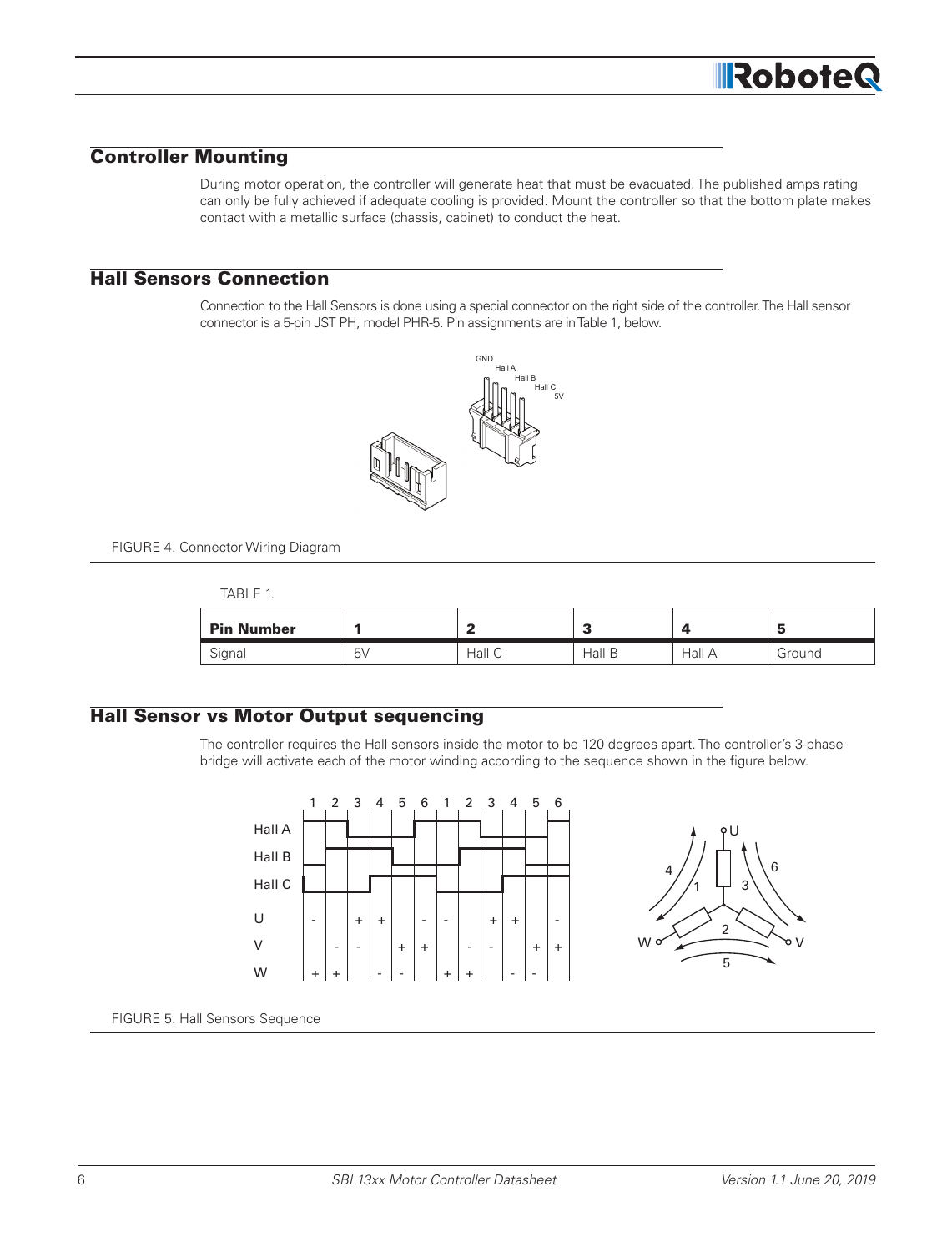## Controller Mounting

During motor operation, the controller will generate heat that must be evacuated. The published amps rating can only be fully achieved if adequate cooling is provided. Mount the controller so that the bottom plate makes contact with a metallic surface (chassis, cabinet) to conduct the heat.

## Hall Sensors Connection

Connection to the Hall Sensors is done using a special connector on the right side of the controller. The Hall sensor connector is a 5-pin JST PH, model PHR-5. Pin assignments are in Table 1, below.

GND
Hall A
Hall B
Hall C
5V

FIGURE 4. Connector Wiring Diagram

TABLE 1.

| Pin Number | 1 | 2 | 3 | 4 | 5 |
|---|---|---|---|---|---|
| Signal | 5V | Hall C | Hall B | Hall A | Ground |

## Hall Sensor vs Motor Output sequencing

The controller requires the Hall sensors inside the motor to be 120 degrees apart. The controller's 3-phase bridge will activate each of the motor winding according to the sequence shown in the figure below.

1 2 3 4 5 6 1 2 3 4 5 6

Hall A

Hall B

Hall C

U - + + - - + + -

V - - + + - - + +

W + + - - + + - -

U
V
W
1 2 3 4 5 6

FIGURE 5. Hall Sensors Sequence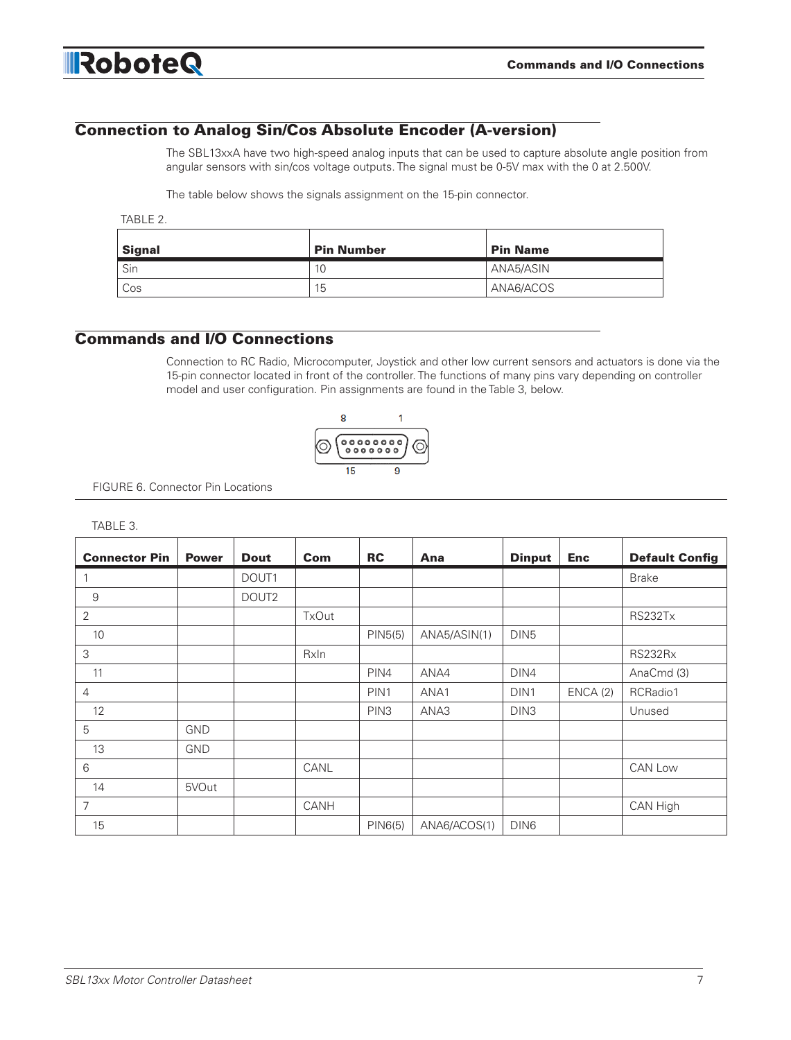## Connection to Analog Sin/Cos Absolute Encoder (A-version)

The SBL13xxA have two high-speed analog inputs that can be used to capture absolute angle position from angular sensors with sin/cos voltage outputs. The signal must be 0-5V max with the 0 at 2.500V.

The table below shows the signals assignment on the 15-pin connector.

TABLE 2.

| Signal | Pin Number | Pin Name |
| --- | --- | --- |
| Sin | 10 | ANA5/ASIN |
| Cos | 15 | ANA6/ACOS |

## Commands and I/O Connections

Connection to RC Radio, Microcomputer, Joystick and other low current sensors and actuators is done via the 15-pin connector located in front of the controller. The functions of many pins vary depending on controller model and user configuration. Pin assignments are found in the Table 3, below.

FIGURE 6. Connector Pin Locations

TABLE 3.

| Connector Pin | Power | Dout | Com | RC | Ana | Dinput | Enc | Default Config |
| --- | --- | --- | --- | --- | --- | --- | --- | --- |
| 1 | | DOUT1 | | | | | | Brake |
| 9 | | DOUT2 | | | | | | |
| 2 | | | TxOut | | | | | RS232Tx |
| 10 | | | | PIN5(5) | ANA5/ASIN(1) | DIN5 | | |
| 3 | | | RxIn | | | | | RS232Rx |
| 11 | | | | PIN4 | ANA4 | DIN4 | | AnaCmd (3) |
| 4 | | | | PIN1 | ANA1 | DIN1 | ENCA (2) | RCRadio1 |
| 12 | | | | PIN3 | ANA3 | DIN3 | | Unused |
| 5 | GND | | | | | | | |
| 13 | GND | | | | | | | |
| 6 | | | CANL | | | | | CAN Low |
| 14 | 5VOut | | | | | | | |
| 7 | | | CANH | | | | | CAN High |
| 15 | | | | PIN6(5) | ANA6/ACOS(1) | DIN6 | | |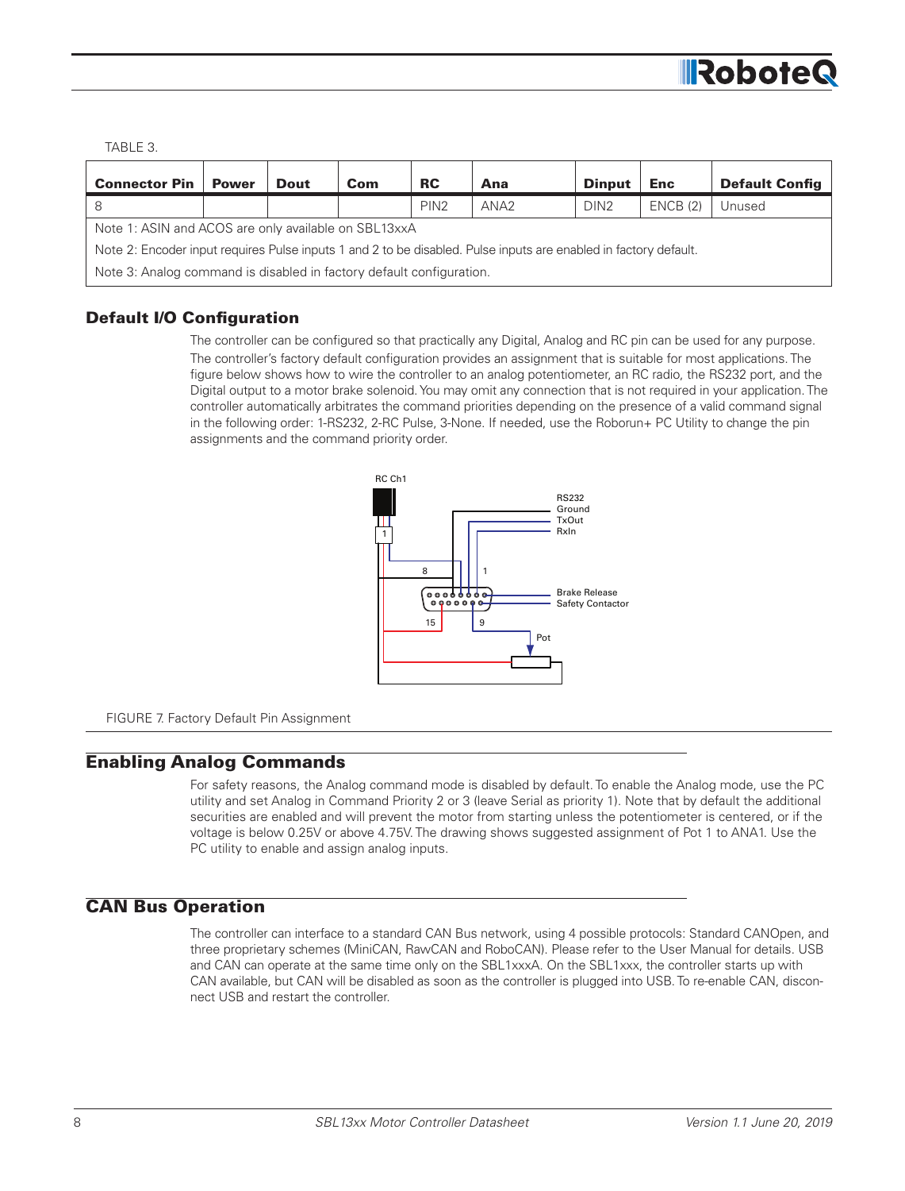TABLE 3.

| Connector Pin | Power | Dout | Com | RC | Ana | Dinput | Enc | Default Config |
|---|---|---|---|---|---|---|---|---|
| 8 | | | | PIN2 | ANA2 | DIN2 | ENCB (2) | Unused |
| Note 1: ASIN and ACOS are only available on SBL13xxA | | | | | | | | |
| Note 2: Encoder input requires Pulse inputs 1 and 2 to be disabled. Pulse inputs are enabled in factory default. | | | | | | | | |
| Note 3: Analog command is disabled in factory default configuration. | | | | | | | | |

## Default I/O Configuration

The controller can be configured so that practically any Digital, Analog and RC pin can be used for any purpose. The controller's factory default configuration provides an assignment that is suitable for most applications. The figure below shows how to wire the controller to an analog potentiometer, an RC radio, the RS232 port, and the Digital output to a motor brake solenoid. You may omit any connection that is not required in your application. The controller automatically arbitrates the command priorities depending on the presence of a valid command signal in the following order: 1-RS232, 2-RC Pulse, 3-None. If needed, use the Roborun+ PC Utility to change the pin assignments and the command priority order.

RC Ch1
1
8
1
15
9
RS232
Ground
TxOut
RxIn
Brake Release
Safety Contactor
Pot

FIGURE 7. Factory Default Pin Assignment

## Enabling Analog Commands

For safety reasons, the Analog command mode is disabled by default. To enable the Analog mode, use the PC utility and set Analog in Command Priority 2 or 3 (leave Serial as priority 1). Note that by default the additional securities are enabled and will prevent the motor from starting unless the potentiometer is centered, or if the voltage is below 0.25V or above 4.75V. The drawing shows suggested assignment of Pot 1 to ANA1. Use the PC utility to enable and assign analog inputs.

## CAN Bus Operation

The controller can interface to a standard CAN Bus network, using 4 possible protocols: Standard CANOpen, and three proprietary schemes (MiniCAN, RawCAN and RoboCAN). Please refer to the User Manual for details. USB and CAN can operate at the same time only on the SBL1xxxA. On the SBL1xxx, the controller starts up with CAN available, but CAN will be disabled as soon as the controller is plugged into USB. To re-enable CAN, disconnect USB and restart the controller.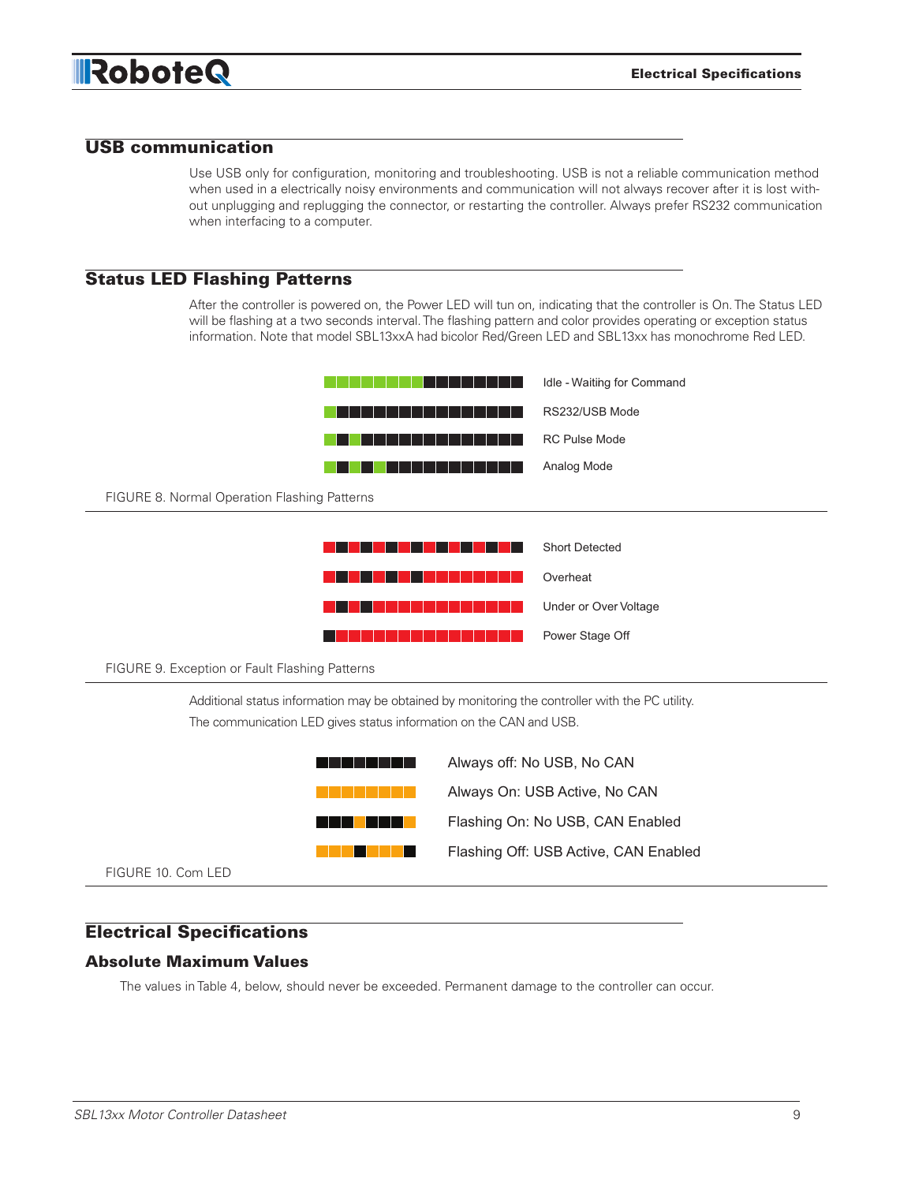## USB communication

Use USB only for configuration, monitoring and troubleshooting. USB is not a reliable communication method when used in a electrically noisy environments and communication will not always recover after it is lost without unplugging and replugging the connector, or restarting the controller. Always prefer RS232 communication when interfacing to a computer.

## Status LED Flashing Patterns

After the controller is powered on, the Power LED will tun on, indicating that the controller is On. The Status LED will be flashing at a two seconds interval. The flashing pattern and color provides operating or exception status information. Note that model SBL13xxA had bicolor Red/Green LED and SBL13xx has monochrome Red LED.

Idle - Waiting for Command

RS232/USB Mode

RC Pulse Mode

Analog Mode

FIGURE 8. Normal Operation Flashing Patterns

Short Detected

Overheat

Under or Over Voltage

Power Stage Off

FIGURE 9. Exception or Fault Flashing Patterns

Additional status information may be obtained by monitoring the controller with the PC utility.

The communication LED gives status information on the CAN and USB.

Always off: No USB, No CAN

Always On: USB Active, No CAN

Flashing On: No USB, CAN Enabled

Flashing Off: USB Active, CAN Enabled

FIGURE 10. Com LED

## Electrical Specifications

### Absolute Maximum Values

The values in Table 4, below, should never be exceeded. Permanent damage to the controller can occur.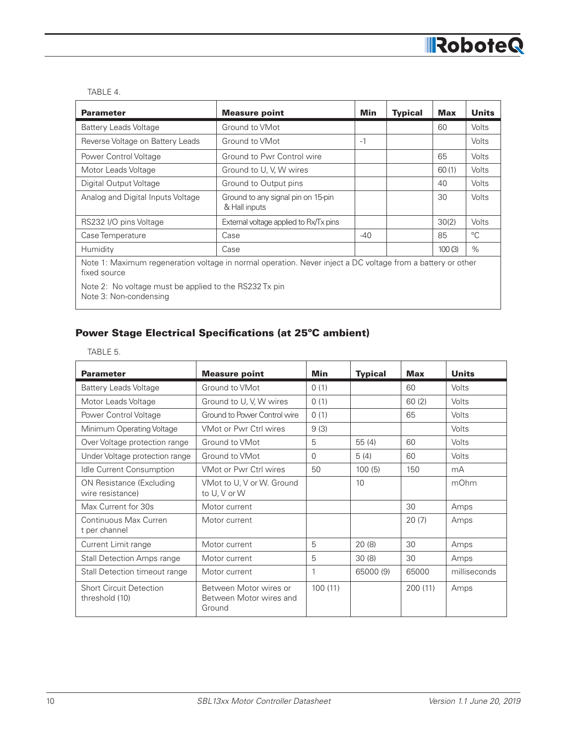TABLE 4.

| Parameter | Measure point | Min | Typical | Max | Units |
|---|---|---|---|---|---|
| Battery Leads Voltage | Ground to VMot | | | 60 | Volts |
| Reverse Voltage on Battery Leads | Ground to VMot | -1 | | | Volts |
| Power Control Voltage | Ground to Pwr Control wire | | | 65 | Volts |
| Motor Leads Voltage | Ground to U, V, W wires | | | 60 (1) | Volts |
| Digital Output Voltage | Ground to Output pins | | | 40 | Volts |
| Analog and Digital Inputs Voltage | Ground to any signal pin on 15-pin & Hall inputs | | | 30 | Volts |
| RS232 I/O pins Voltage | External voltage applied to Rx/Tx pins | | | 30(2) | Volts |
| Case Temperature | Case | -40 | | 85 | °C |
| Humidity | Case | | | 100 (3) | % |

Note 1: Maximum regeneration voltage in normal operation. Never inject a DC voltage from a battery or other fixed source

Note 2: No voltage must be applied to the RS232 Tx pin

Note 3: Non-condensing

## Power Stage Electrical Specifications (at 25ºC ambient)

TABLE 5.

| Parameter | Measure point | Min | Typical | Max | Units |
|---|---|---|---|---|---|
| Battery Leads Voltage | Ground to VMot | 0 (1) | | 60 | Volts |
| Motor Leads Voltage | Ground to U, V, W wires | 0 (1) | | 60 (2) | Volts |
| Power Control Voltage | Ground to Power Control wire | 0 (1) | | 65 | Volts |
| Minimum Operating Voltage | VMot or Pwr Ctrl wires | 9 (3) | | | Volts |
| Over Voltage protection range | Ground to VMot | 5 | 55 (4) | 60 | Volts |
| Under Voltage protection range | Ground to VMot | 0 | 5 (4) | 60 | Volts |
| Idle Current Consumption | VMot or Pwr Ctrl wires | 50 | 100 (5) | 150 | mA |
| ON Resistance (Excluding wire resistance) | VMot to U, V or W. Ground to U, V or W | | 10 | | mOhm |
| Max Current for 30s | Motor current | | | 30 | Amps |
| Continuous Max Curren t per channel | Motor current | | | 20 (7) | Amps |
| Current Limit range | Motor current | 5 | 20 (8) | 30 | Amps |
| Stall Detection Amps range | Motor current | 5 | 30 (8) | 30 | Amps |
| Stall Detection timeout range | Motor current | 1 | 65000 (9) | 65000 | milliseconds |
| Short Circuit Detection threshold (10) | Between Motor wires or Between Motor wires and Ground | 100 (11) | | 200 (11) | Amps |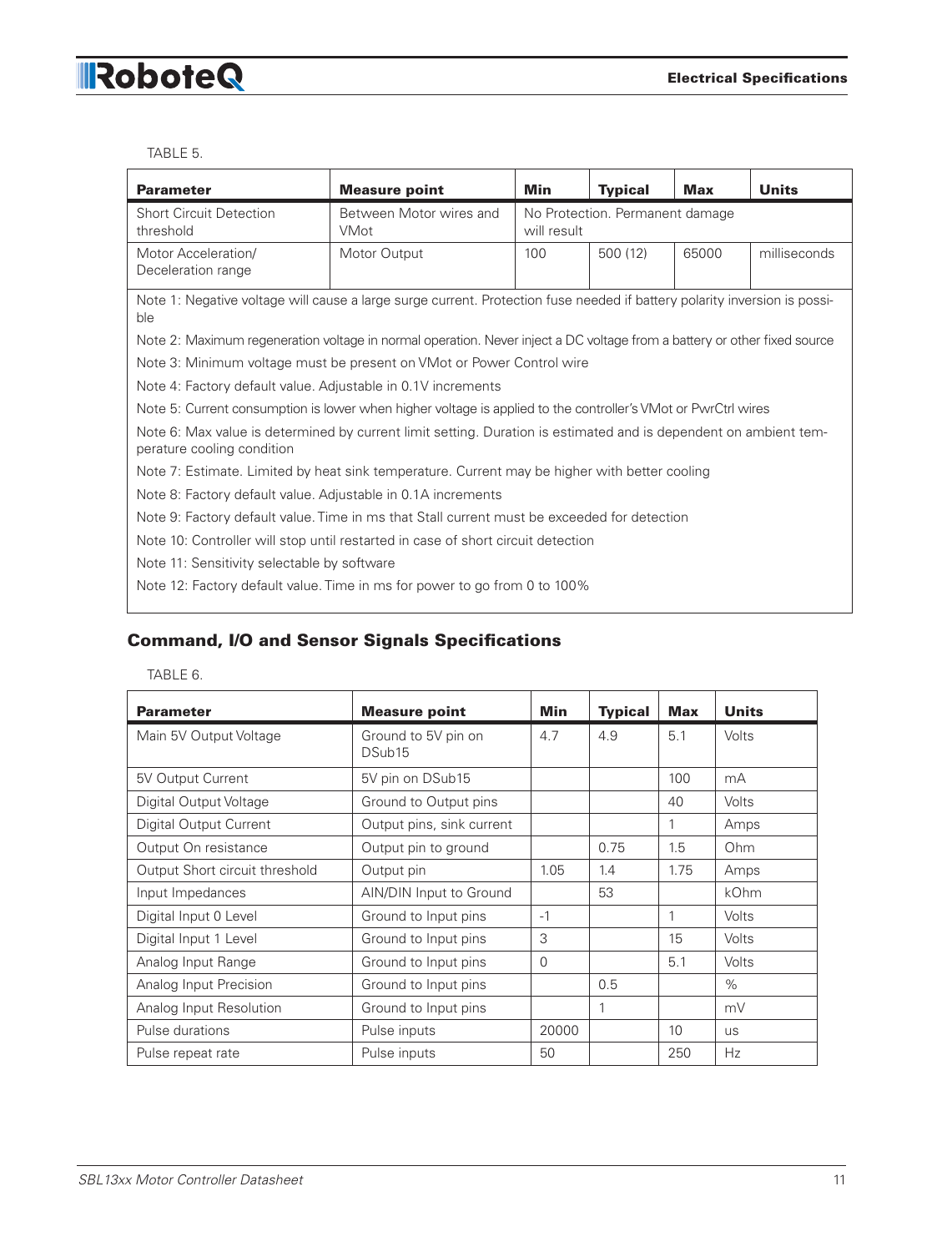TABLE 5.

| Parameter | Measure point | Min | Typical | Max | Units |
|---|---|---|---|---|---|
| Short Circuit Detection threshold | Between Motor wires and VMot | No Protection. Permanent damage will result | | | |
| Motor Acceleration/ Deceleration range | Motor Output | 100 | 500 (12) | 65000 | milliseconds |

Note 1: Negative voltage will cause a large surge current. Protection fuse needed if battery polarity inversion is possible

Note 2: Maximum regeneration voltage in normal operation. Never inject a DC voltage from a battery or other fixed source

Note 3: Minimum voltage must be present on VMot or Power Control wire

Note 4: Factory default value. Adjustable in 0.1V increments

Note 5: Current consumption is lower when higher voltage is applied to the controller's VMot or PwrCtrl wires

Note 6: Max value is determined by current limit setting. Duration is estimated and is dependent on ambient temperature cooling condition

Note 7: Estimate. Limited by heat sink temperature. Current may be higher with better cooling

Note 8: Factory default value. Adjustable in 0.1A increments

Note 9: Factory default value. Time in ms that Stall current must be exceeded for detection

Note 10: Controller will stop until restarted in case of short circuit detection

Note 11: Sensitivity selectable by software

Note 12: Factory default value. Time in ms for power to go from 0 to 100%

## Command, I/O and Sensor Signals Specifications

TABLE 6.

| Parameter | Measure point | Min | Typical | Max | Units |
|---|---|---|---|---|---|
| Main 5V Output Voltage | Ground to 5V pin on DSub15 | 4.7 | 4.9 | 5.1 | Volts |
| 5V Output Current | 5V pin on DSub15 | | | 100 | mA |
| Digital Output Voltage | Ground to Output pins | | | 40 | Volts |
| Digital Output Current | Output pins, sink current | | | 1 | Amps |
| Output On resistance | Output pin to ground | | 0.75 | 1.5 | Ohm |
| Output Short circuit threshold | Output pin | 1.05 | 1.4 | 1.75 | Amps |
| Input Impedances | AIN/DIN Input to Ground | | 53 | | kOhm |
| Digital Input 0 Level | Ground to Input pins | -1 | | 1 | Volts |
| Digital Input 1 Level | Ground to Input pins | 3 | | 15 | Volts |
| Analog Input Range | Ground to Input pins | 0 | | 5.1 | Volts |
| Analog Input Precision | Ground to Input pins | | 0.5 | | % |
| Analog Input Resolution | Ground to Input pins | | 1 | | mV |
| Pulse durations | Pulse inputs | 20000 | | 10 | us |
| Pulse repeat rate | Pulse inputs | 50 | | 250 | Hz |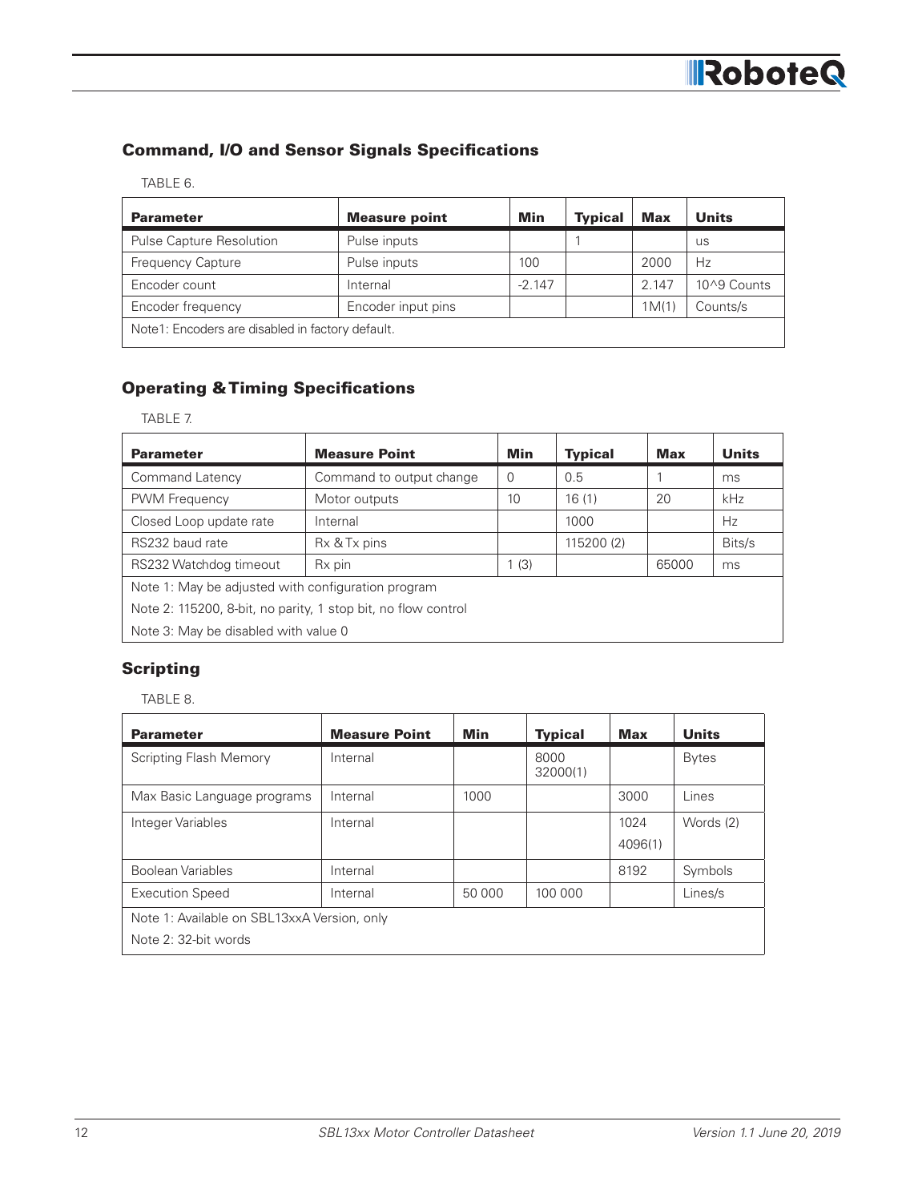## Command, I/O and Sensor Signals Specifications

TABLE 6.

| Parameter | Measure point | Min | Typical | Max | Units |
|---|---|---|---|---|---|
| Pulse Capture Resolution | Pulse inputs | | 1 | | us |
| Frequency Capture | Pulse inputs | 100 | | 2000 | Hz |
| Encoder count | Internal | -2.147 | | 2.147 | 10^9 Counts |
| Encoder frequency | Encoder input pins | | | 1M(1) | Counts/s |
| Note1: Encoders are disabled in factory default. | | | | | |

## Operating & Timing Specifications

TABLE 7.

| Parameter | Measure Point | Min | Typical | Max | Units |
|---|---|---|---|---|---|
| Command Latency | Command to output change | 0 | 0.5 | 1 | ms |
| PWM Frequency | Motor outputs | 10 | 16 (1) | 20 | kHz |
| Closed Loop update rate | Internal | | 1000 | | Hz |
| RS232 baud rate | Rx & Tx pins | | 115200 (2) | | Bits/s |
| RS232 Watchdog timeout | Rx pin | 1 (3) | | 65000 | ms |
| Note 1: May be adjusted with configuration program | | | | | |
| Note 2: 115200, 8-bit, no parity, 1 stop bit, no flow control | | | | | |
| Note 3: May be disabled with value 0 | | | | | |

## Scripting

TABLE 8.

| Parameter | Measure Point | Min | Typical | Max | Units |
|---|---|---|---|---|---|
| Scripting Flash Memory | Internal | | 8000 32000(1) | | Bytes |
| Max Basic Language programs | Internal | 1000 | | 3000 | Lines |
| Integer Variables | Internal | | | 1024 4096(1) | Words (2) |
| Boolean Variables | Internal | | | 8192 | Symbols |
| Execution Speed | Internal | 50 000 | 100 000 | | Lines/s |
| Note 1: Available on SBL13xxA Version, only | | | | | |
| Note 2: 32-bit words | | | | | |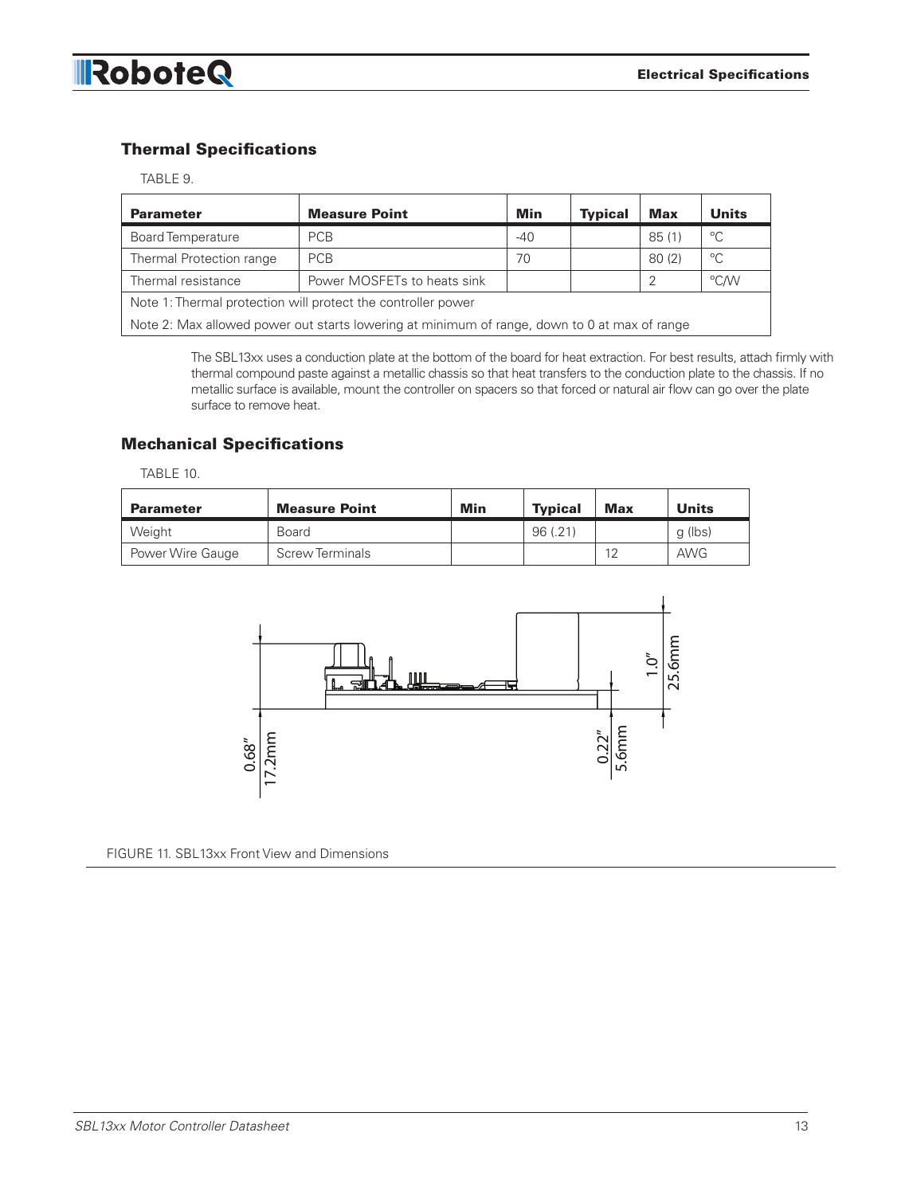## Thermal Specifications

TABLE 9.

| Parameter | Measure Point | Min | Typical | Max | Units |
|---|---|---|---|---|---|
| Board Temperature | PCB | -40 | | 85 (1) | °C |
| Thermal Protection range | PCB | 70 | | 80 (2) | °C |
| Thermal resistance | Power MOSFETs to heats sink | | | 2 | °C/W |
| Note 1: Thermal protection will protect the controller power | | | | | |
| Note 2: Max allowed power out starts lowering at minimum of range, down to 0 at max of range | | | | | |

The SBL13xx uses a conduction plate at the bottom of the board for heat extraction. For best results, attach firmly with thermal compound paste against a metallic chassis so that heat transfers to the conduction plate to the chassis. If no metallic surface is available, mount the controller on spacers so that forced or natural air flow can go over the plate surface to remove heat.

## Mechanical Specifications

TABLE 10.

| Parameter | Measure Point | Min | Typical | Max | Units |
|---|---|---|---|---|---|
| Weight | Board | | 96 (.21) | | g (lbs) |
| Power Wire Gauge | Screw Terminals | | | 12 | AWG |

0.68″
17.2mm
0.22″
5.6mm
1.0″
25.6mm

FIGURE 11. SBL13xx Front View and Dimensions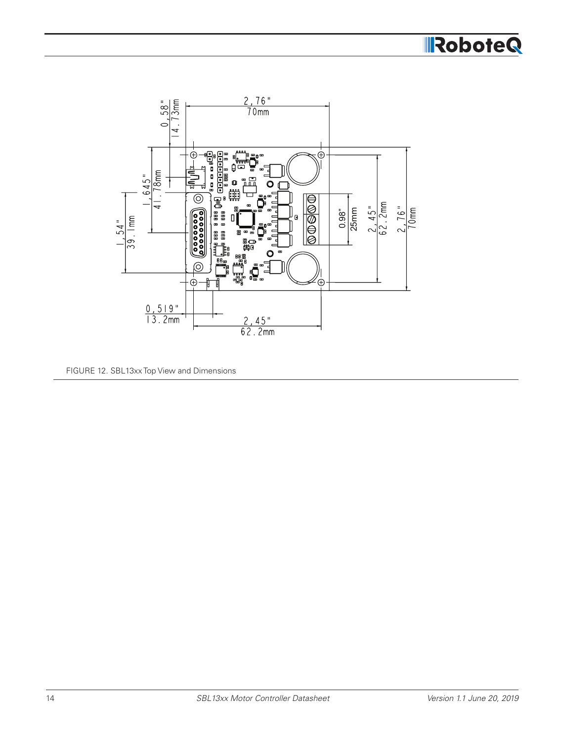2,76"
70mm

0,58"
14.73mm

1,645"
41.78mm

1,54"
39.1mm

0.98"
25mm

2,45"
62.2mm

2,76"
70mm

0,519"
13.2mm

2,45"
62.2mm

FIGURE 12. SBL13xx Top View and Dimensions